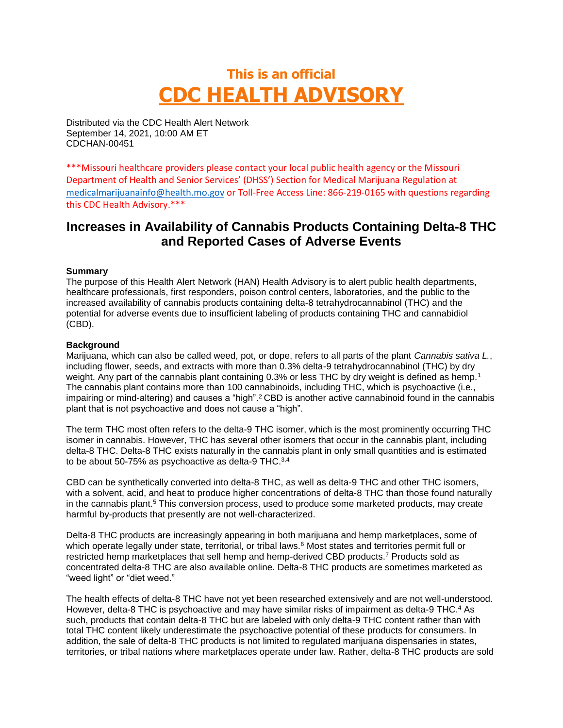# This is an official
# CDC HEALTH ADVISORY

Distributed via the CDC Health Alert Network
September 14, 2021, 10:00 AM ET
CDCHAN-00451

***Missouri healthcare providers please contact your local public health agency or the Missouri Department of Health and Senior Services' (DHSS') Section for Medical Marijuana Regulation at medicalmarijuanainfo@health.mo.gov or Toll-Free Access Line: 866-219-0165 with questions regarding this CDC Health Advisory.***

## Increases in Availability of Cannabis Products Containing Delta-8 THC and Reported Cases of Adverse Events

**Summary**

The purpose of this Health Alert Network (HAN) Health Advisory is to alert public health departments, healthcare professionals, first responders, poison control centers, laboratories, and the public to the increased availability of cannabis products containing delta-8 tetrahydrocannabinol (THC) and the potential for adverse events due to insufficient labeling of products containing THC and cannabidiol (CBD).

**Background**

Marijuana, which can also be called weed, pot, or dope, refers to all parts of the plant *Cannabis sativa L.*, including flower, seeds, and extracts with more than 0.3% delta-9 tetrahydrocannabinol (THC) by dry weight. Any part of the cannabis plant containing 0.3% or less THC by dry weight is defined as hemp.[1] The cannabis plant contains more than 100 cannabinoids, including THC, which is psychoactive (i.e., impairing or mind-altering) and causes a "high".[2] CBD is another active cannabinoid found in the cannabis plant that is not psychoactive and does not cause a "high".

The term THC most often refers to the delta-9 THC isomer, which is the most prominently occurring THC isomer in cannabis. However, THC has several other isomers that occur in the cannabis plant, including delta-8 THC. Delta-8 THC exists naturally in the cannabis plant in only small quantities and is estimated to be about 50-75% as psychoactive as delta-9 THC.[3,4]

CBD can be synthetically converted into delta-8 THC, as well as delta-9 THC and other THC isomers, with a solvent, acid, and heat to produce higher concentrations of delta-8 THC than those found naturally in the cannabis plant.[5] This conversion process, used to produce some marketed products, may create harmful by-products that presently are not well-characterized.

Delta-8 THC products are increasingly appearing in both marijuana and hemp marketplaces, some of which operate legally under state, territorial, or tribal laws.[6] Most states and territories permit full or restricted hemp marketplaces that sell hemp and hemp-derived CBD products.[7] Products sold as concentrated delta-8 THC are also available online. Delta-8 THC products are sometimes marketed as "weed light" or "diet weed."

The health effects of delta-8 THC have not yet been researched extensively and are not well-understood. However, delta-8 THC is psychoactive and may have similar risks of impairment as delta-9 THC.[4] As such, products that contain delta-8 THC but are labeled with only delta-9 THC content rather than with total THC content likely underestimate the psychoactive potential of these products for consumers. In addition, the sale of delta-8 THC products is not limited to regulated marijuana dispensaries in states, territories, or tribal nations where marketplaces operate under law. Rather, delta-8 THC products are sold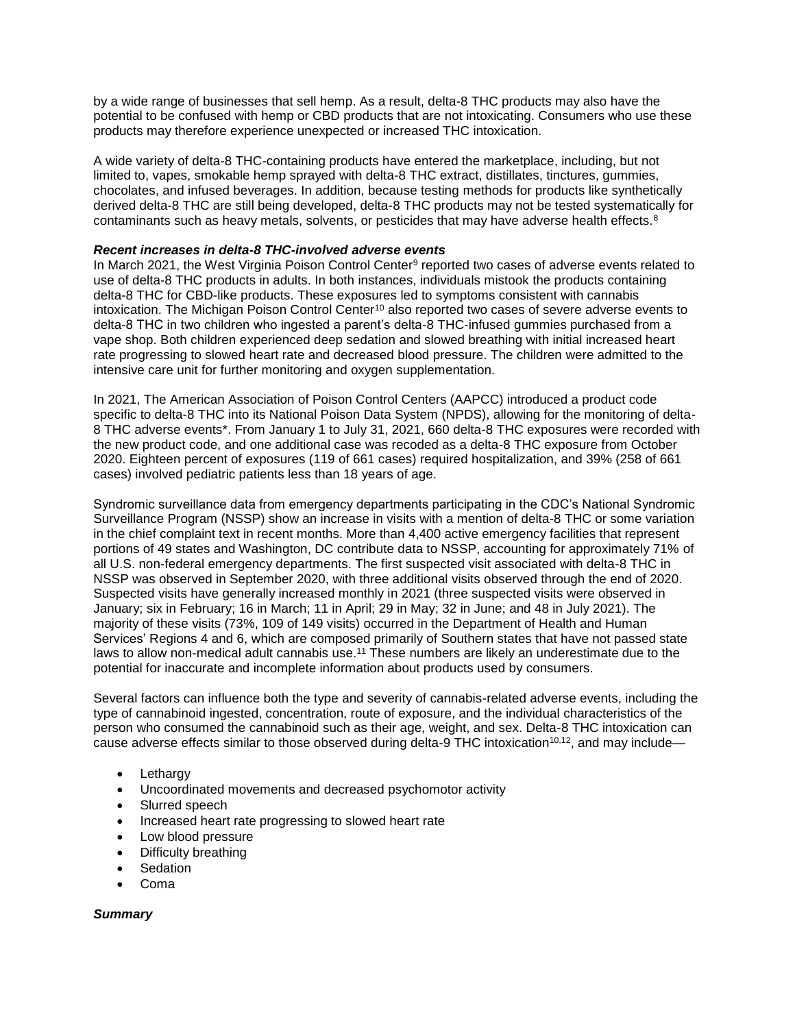by a wide range of businesses that sell hemp. As a result, delta-8 THC products may also have the potential to be confused with hemp or CBD products that are not intoxicating. Consumers who use these products may therefore experience unexpected or increased THC intoxication.

A wide variety of delta-8 THC-containing products have entered the marketplace, including, but not limited to, vapes, smokable hemp sprayed with delta-8 THC extract, distillates, tinctures, gummies, chocolates, and infused beverages. In addition, because testing methods for products like synthetically derived delta-8 THC are still being developed, delta-8 THC products may not be tested systematically for contaminants such as heavy metals, solvents, or pesticides that may have adverse health effects.[8]

***Recent increases in delta-8 THC-involved adverse events***

In March 2021, the West Virginia Poison Control Center[9] reported two cases of adverse events related to use of delta-8 THC products in adults. In both instances, individuals mistook the products containing delta-8 THC for CBD-like products. These exposures led to symptoms consistent with cannabis intoxication. The Michigan Poison Control Center[10] also reported two cases of severe adverse events to delta-8 THC in two children who ingested a parent's delta-8 THC-infused gummies purchased from a vape shop. Both children experienced deep sedation and slowed breathing with initial increased heart rate progressing to slowed heart rate and decreased blood pressure. The children were admitted to the intensive care unit for further monitoring and oxygen supplementation.

In 2021, The American Association of Poison Control Centers (AAPCC) introduced a product code specific to delta-8 THC into its National Poison Data System (NPDS), allowing for the monitoring of delta-8 THC adverse events*. From January 1 to July 31, 2021, 660 delta-8 THC exposures were recorded with the new product code, and one additional case was recoded as a delta-8 THC exposure from October 2020. Eighteen percent of exposures (119 of 661 cases) required hospitalization, and 39% (258 of 661 cases) involved pediatric patients less than 18 years of age.

Syndromic surveillance data from emergency departments participating in the CDC's National Syndromic Surveillance Program (NSSP) show an increase in visits with a mention of delta-8 THC or some variation in the chief complaint text in recent months. More than 4,400 active emergency facilities that represent portions of 49 states and Washington, DC contribute data to NSSP, accounting for approximately 71% of all U.S. non-federal emergency departments. The first suspected visit associated with delta-8 THC in NSSP was observed in September 2020, with three additional visits observed through the end of 2020. Suspected visits have generally increased monthly in 2021 (three suspected visits were observed in January; six in February; 16 in March; 11 in April; 29 in May; 32 in June; and 48 in July 2021). The majority of these visits (73%, 109 of 149 visits) occurred in the Department of Health and Human Services' Regions 4 and 6, which are composed primarily of Southern states that have not passed state laws to allow non-medical adult cannabis use.[11] These numbers are likely an underestimate due to the potential for inaccurate and incomplete information about products used by consumers.

Several factors can influence both the type and severity of cannabis-related adverse events, including the type of cannabinoid ingested, concentration, route of exposure, and the individual characteristics of the person who consumed the cannabinoid such as their age, weight, and sex. Delta-8 THC intoxication can cause adverse effects similar to those observed during delta-9 THC intoxication[10,12], and may include—

- Lethargy
- Uncoordinated movements and decreased psychomotor activity
- Slurred speech
- Increased heart rate progressing to slowed heart rate
- Low blood pressure
- Difficulty breathing
- Sedation
- Coma

***Summary***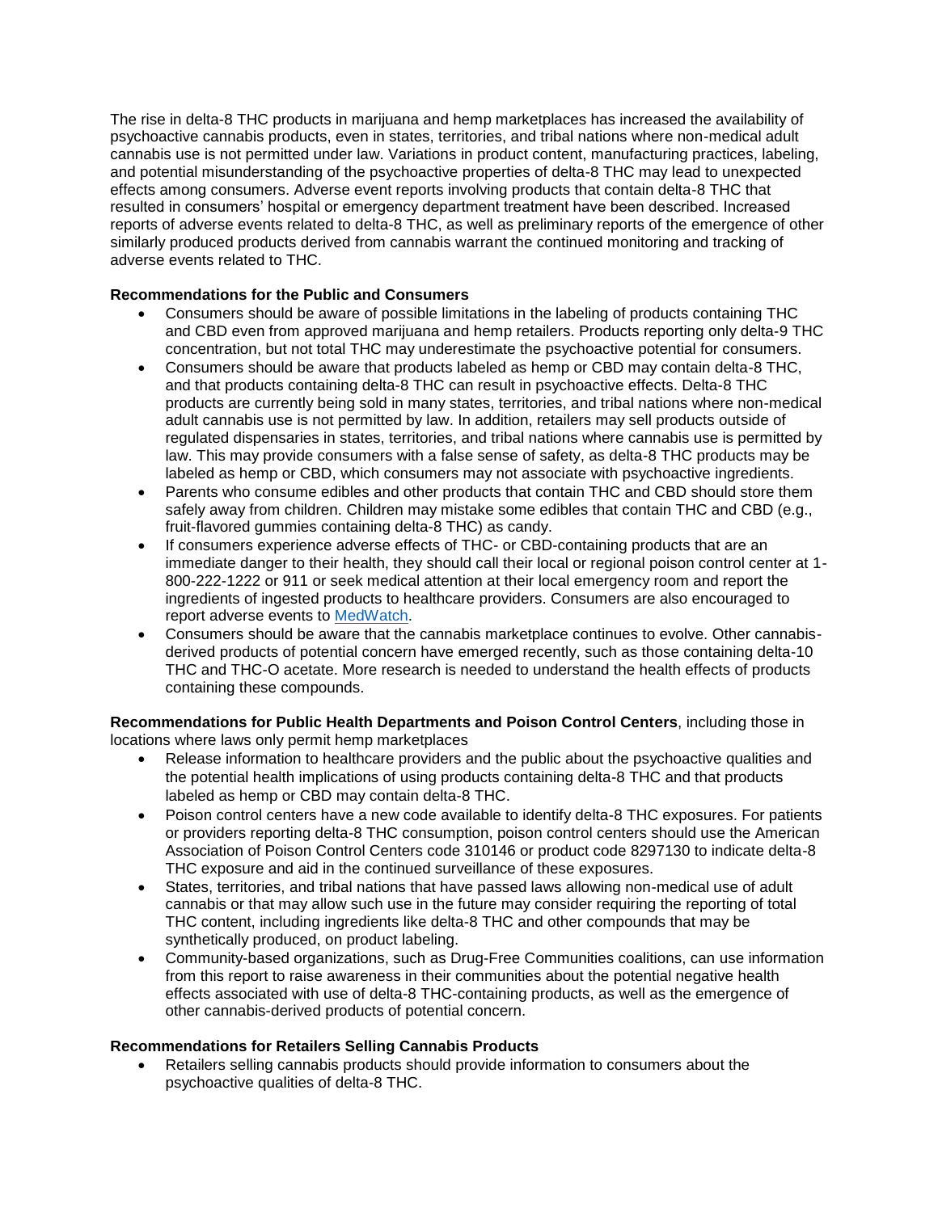The rise in delta-8 THC products in marijuana and hemp marketplaces has increased the availability of psychoactive cannabis products, even in states, territories, and tribal nations where non-medical adult cannabis use is not permitted under law. Variations in product content, manufacturing practices, labeling, and potential misunderstanding of the psychoactive properties of delta-8 THC may lead to unexpected effects among consumers. Adverse event reports involving products that contain delta-8 THC that resulted in consumers' hospital or emergency department treatment have been described. Increased reports of adverse events related to delta-8 THC, as well as preliminary reports of the emergence of other similarly produced products derived from cannabis warrant the continued monitoring and tracking of adverse events related to THC.

**Recommendations for the Public and Consumers**

- Consumers should be aware of possible limitations in the labeling of products containing THC and CBD even from approved marijuana and hemp retailers. Products reporting only delta-9 THC concentration, but not total THC may underestimate the psychoactive potential for consumers.
- Consumers should be aware that products labeled as hemp or CBD may contain delta-8 THC, and that products containing delta-8 THC can result in psychoactive effects. Delta-8 THC products are currently being sold in many states, territories, and tribal nations where non-medical adult cannabis use is not permitted by law. In addition, retailers may sell products outside of regulated dispensaries in states, territories, and tribal nations where cannabis use is permitted by law. This may provide consumers with a false sense of safety, as delta-8 THC products may be labeled as hemp or CBD, which consumers may not associate with psychoactive ingredients.
- Parents who consume edibles and other products that contain THC and CBD should store them safely away from children. Children may mistake some edibles that contain THC and CBD (e.g., fruit-flavored gummies containing delta-8 THC) as candy.
- If consumers experience adverse effects of THC- or CBD-containing products that are an immediate danger to their health, they should call their local or regional poison control center at 1-800-222-1222 or 911 or seek medical attention at their local emergency room and report the ingredients of ingested products to healthcare providers. Consumers are also encouraged to report adverse events to MedWatch.
- Consumers should be aware that the cannabis marketplace continues to evolve. Other cannabis-derived products of potential concern have emerged recently, such as those containing delta-10 THC and THC-O acetate. More research is needed to understand the health effects of products containing these compounds.

**Recommendations for Public Health Departments and Poison Control Centers**, including those in locations where laws only permit hemp marketplaces

- Release information to healthcare providers and the public about the psychoactive qualities and the potential health implications of using products containing delta-8 THC and that products labeled as hemp or CBD may contain delta-8 THC.
- Poison control centers have a new code available to identify delta-8 THC exposures. For patients or providers reporting delta-8 THC consumption, poison control centers should use the American Association of Poison Control Centers code 310146 or product code 8297130 to indicate delta-8 THC exposure and aid in the continued surveillance of these exposures.
- States, territories, and tribal nations that have passed laws allowing non-medical use of adult cannabis or that may allow such use in the future may consider requiring the reporting of total THC content, including ingredients like delta-8 THC and other compounds that may be synthetically produced, on product labeling.
- Community-based organizations, such as Drug-Free Communities coalitions, can use information from this report to raise awareness in their communities about the potential negative health effects associated with use of delta-8 THC-containing products, as well as the emergence of other cannabis-derived products of potential concern.

**Recommendations for Retailers Selling Cannabis Products**

- Retailers selling cannabis products should provide information to consumers about the psychoactive qualities of delta-8 THC.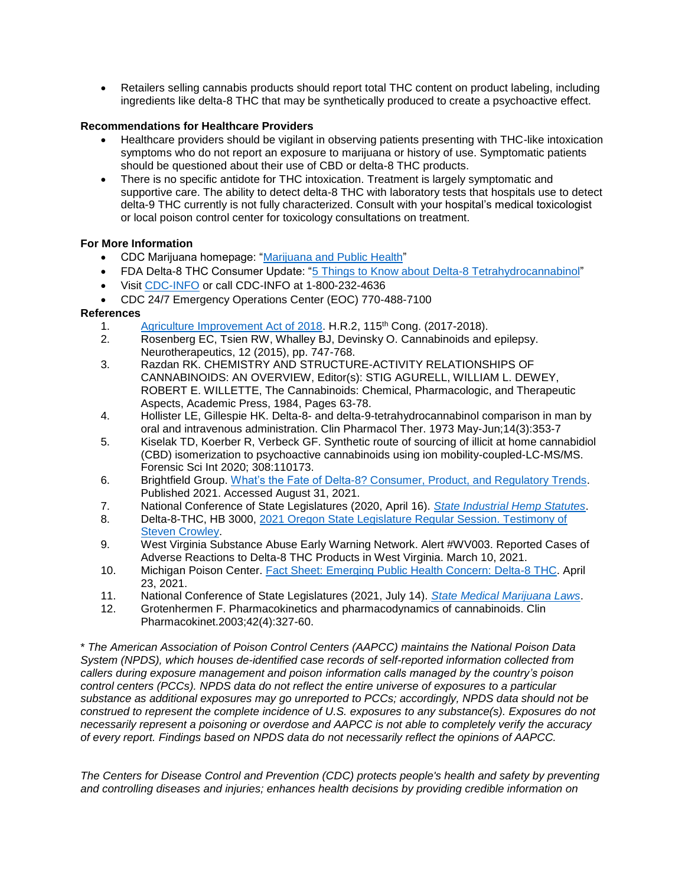- Retailers selling cannabis products should report total THC content on product labeling, including ingredients like delta-8 THC that may be synthetically produced to create a psychoactive effect.

**Recommendations for Healthcare Providers**

- Healthcare providers should be vigilant in observing patients presenting with THC-like intoxication symptoms who do not report an exposure to marijuana or history of use. Symptomatic patients should be questioned about their use of CBD or delta-8 THC products.
- There is no specific antidote for THC intoxication. Treatment is largely symptomatic and supportive care. The ability to detect delta-8 THC with laboratory tests that hospitals use to detect delta-9 THC currently is not fully characterized. Consult with your hospital's medical toxicologist or local poison control center for toxicology consultations on treatment.

**For More Information**

- CDC Marijuana homepage: "Marijuana and Public Health"
- FDA Delta-8 THC Consumer Update: "5 Things to Know about Delta-8 Tetrahydrocannabinol"
- Visit CDC-INFO or call CDC-INFO at 1-800-232-4636
- CDC 24/7 Emergency Operations Center (EOC) 770-488-7100

**References**

1. Agriculture Improvement Act of 2018. H.R.2, 115th Cong. (2017-2018).
2. Rosenberg EC, Tsien RW, Whalley BJ, Devinsky O. Cannabinoids and epilepsy. Neurotherapeutics, 12 (2015), pp. 747-768.
3. Razdan RK. CHEMISTRY AND STRUCTURE-ACTIVITY RELATIONSHIPS OF CANNABINOIDS: AN OVERVIEW, Editor(s): STIG AGURELL, WILLIAM L. DEWEY, ROBERT E. WILLETTE, The Cannabinoids: Chemical, Pharmacologic, and Therapeutic Aspects, Academic Press, 1984, Pages 63-78.
4. Hollister LE, Gillespie HK. Delta-8- and delta-9-tetrahydrocannabinol comparison in man by oral and intravenous administration. Clin Pharmacol Ther. 1973 May-Jun;14(3):353-7
5. Kiselak TD, Koerber R, Verbeck GF. Synthetic route of sourcing of illicit at home cannabidiol (CBD) isomerization to psychoactive cannabinoids using ion mobility-coupled-LC-MS/MS. Forensic Sci Int 2020; 308:110173.
6. Brightfield Group. What's the Fate of Delta-8? Consumer, Product, and Regulatory Trends. Published 2021. Accessed August 31, 2021.
7. National Conference of State Legislatures (2020, April 16). *State Industrial Hemp Statutes*.
8. Delta-8-THC, HB 3000, 2021 Oregon State Legislature Regular Session. Testimony of Steven Crowley.
9. West Virginia Substance Abuse Early Warning Network. Alert #WV003. Reported Cases of Adverse Reactions to Delta-8 THC Products in West Virginia. March 10, 2021.
10. Michigan Poison Center. Fact Sheet: Emerging Public Health Concern: Delta-8 THC. April 23, 2021.
11. National Conference of State Legislatures (2021, July 14). *State Medical Marijuana Laws*.
12. Grotenhermen F. Pharmacokinetics and pharmacodynamics of cannabinoids. Clin Pharmacokinet.2003;42(4):327-60.

\* *The American Association of Poison Control Centers (AAPCC) maintains the National Poison Data System (NPDS), which houses de-identified case records of self-reported information collected from callers during exposure management and poison information calls managed by the country's poison control centers (PCCs). NPDS data do not reflect the entire universe of exposures to a particular substance as additional exposures may go unreported to PCCs; accordingly, NPDS data should not be construed to represent the complete incidence of U.S. exposures to any substance(s). Exposures do not necessarily represent a poisoning or overdose and AAPCC is not able to completely verify the accuracy of every report. Findings based on NPDS data do not necessarily reflect the opinions of AAPCC.*

*The Centers for Disease Control and Prevention (CDC) protects people's health and safety by preventing and controlling diseases and injuries; enhances health decisions by providing credible information on*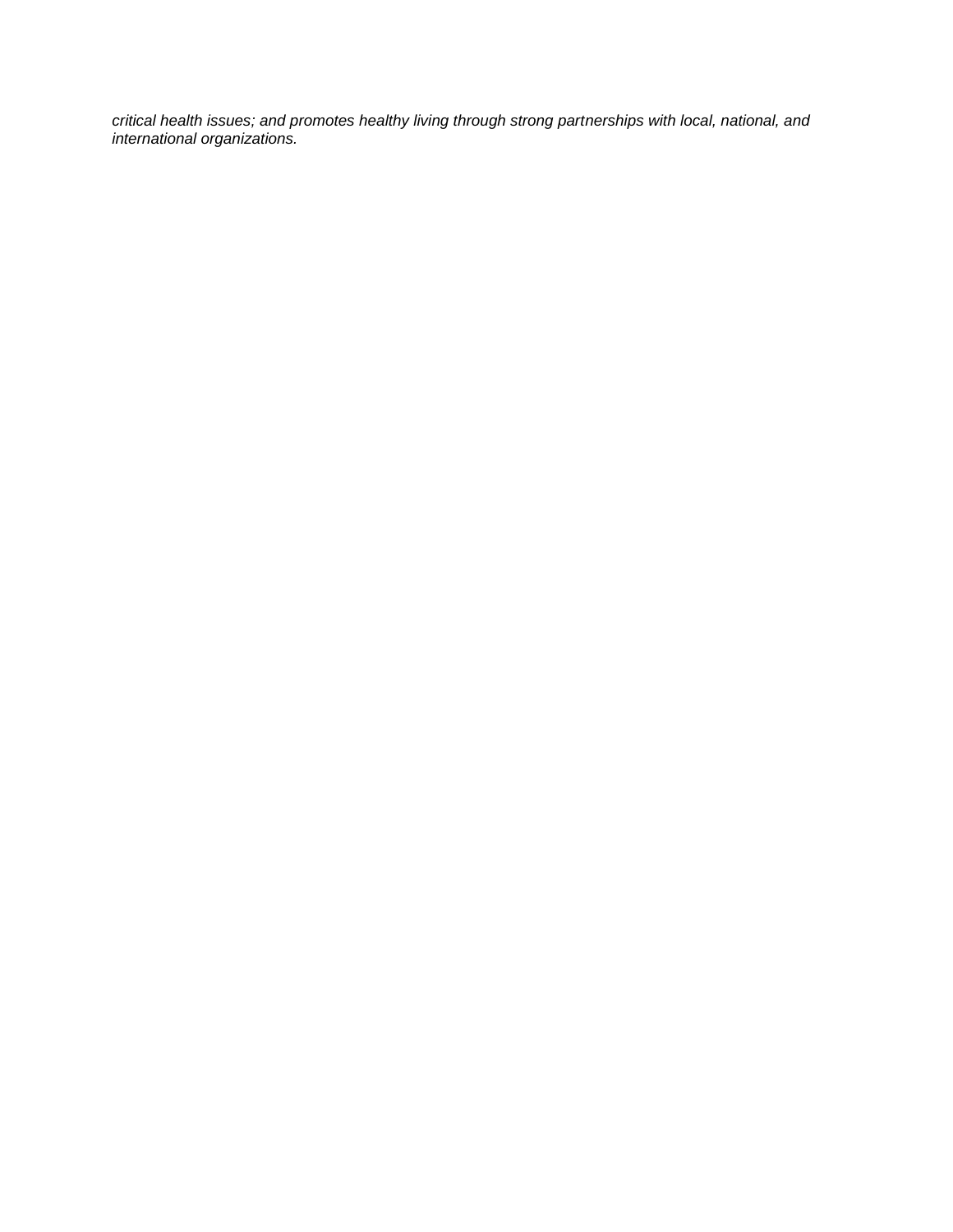*critical health issues; and promotes healthy living through strong partnerships with local, national, and international organizations.*